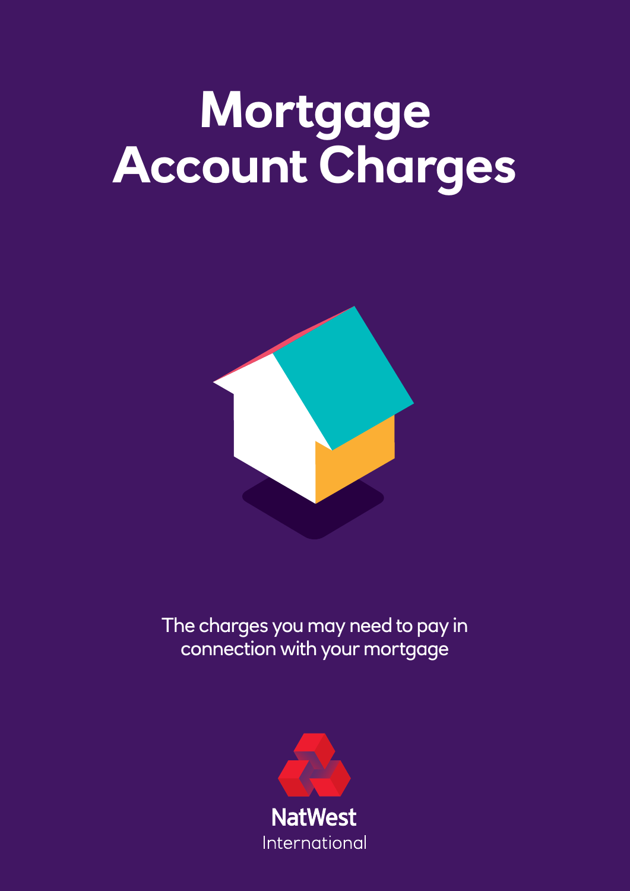# Mortgage Account Charges

The charges you may need to pay in connection with your mortgage

NatWest International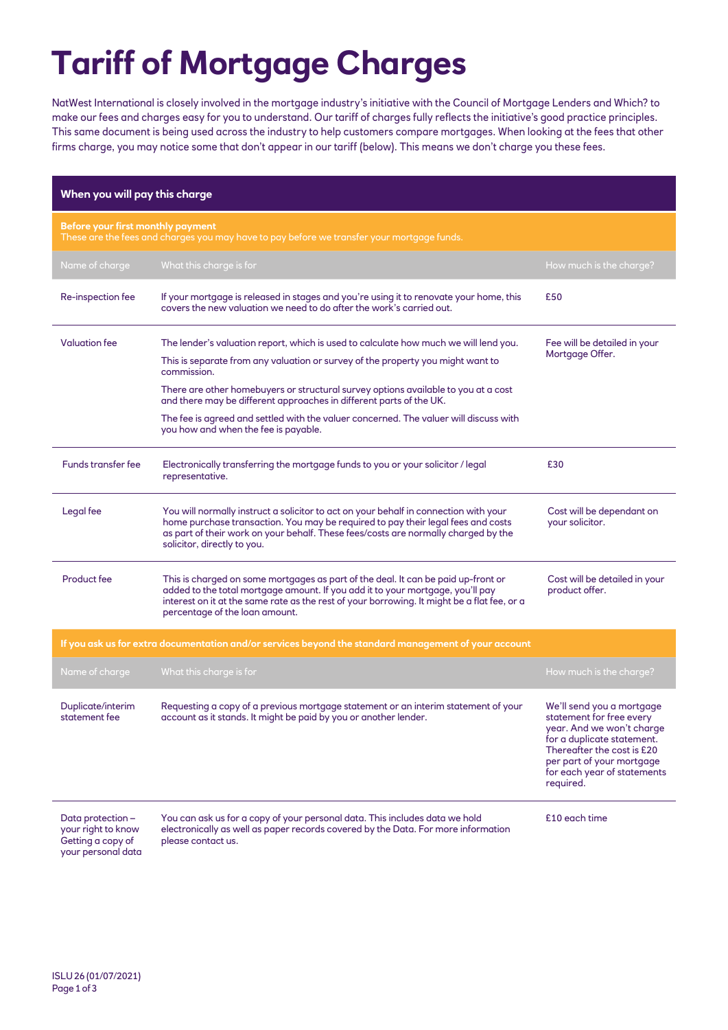# Tariff of Mortgage Charges

NatWest International is closely involved in the mortgage industry's initiative with the Council of Mortgage Lenders and Which? to make our fees and charges easy for you to understand. Our tariff of charges fully reflects the initiative's good practice principles. This same document is being used across the industry to help customers compare mortgages. When looking at the fees that other firms charge, you may notice some that don't appear in our tariff (below). This means we don't charge you these fees.

## When you will pay this charge

### Before your first monthly payment

These are the fees and charges you may have to pay before we transfer your mortgage funds.

| Name of charge | What this charge is for | How much is the charge? |
|---|---|---|
| Re-inspection fee | If your mortgage is released in stages and you're using it to renovate your home, this covers the new valuation we need to do after the work's carried out. | £50 |
| Valuation fee | The lender's valuation report, which is used to calculate how much we will lend you.<br>This is separate from any valuation or survey of the property you might want to commission.<br>There are other homebuyers or structural survey options available to you at a cost and there may be different approaches in different parts of the UK.<br>The fee is agreed and settled with the valuer concerned. The valuer will discuss with you how and when the fee is payable. | Fee will be detailed in your Mortgage Offer. |
| Funds transfer fee | Electronically transferring the mortgage funds to you or your solicitor / legal representative. | £30 |
| Legal fee | You will normally instruct a solicitor to act on your behalf in connection with your home purchase transaction. You may be required to pay their legal fees and costs as part of their work on your behalf. These fees/costs are normally charged by the solicitor, directly to you. | Cost will be dependant on your solicitor. |
| Product fee | This is charged on some mortgages as part of the deal. It can be paid up-front or added to the total mortgage amount. If you add it to your mortgage, you'll pay interest on it at the same rate as the rest of your borrowing. It might be a flat fee, or a percentage of the loan amount. | Cost will be detailed in your product offer. |

### If you ask us for extra documentation and/or services beyond the standard management of your account

| Name of charge | What this charge is for | How much is the charge? |
|---|---|---|
| Duplicate/interim statement fee | Requesting a copy of a previous mortgage statement or an interim statement of your account as it stands. It might be paid by you or another lender. | We'll send you a mortgage statement for free every year. And we won't charge for a duplicate statement. Thereafter the cost is £20 per part of your mortgage for each year of statements required. |
| Data protection – your right to know Getting a copy of your personal data | You can ask us for a copy of your personal data. This includes data we hold electronically as well as paper records covered by the Data. For more information please contact us. | £10 each time |

ISLU 26 (01/07/2021)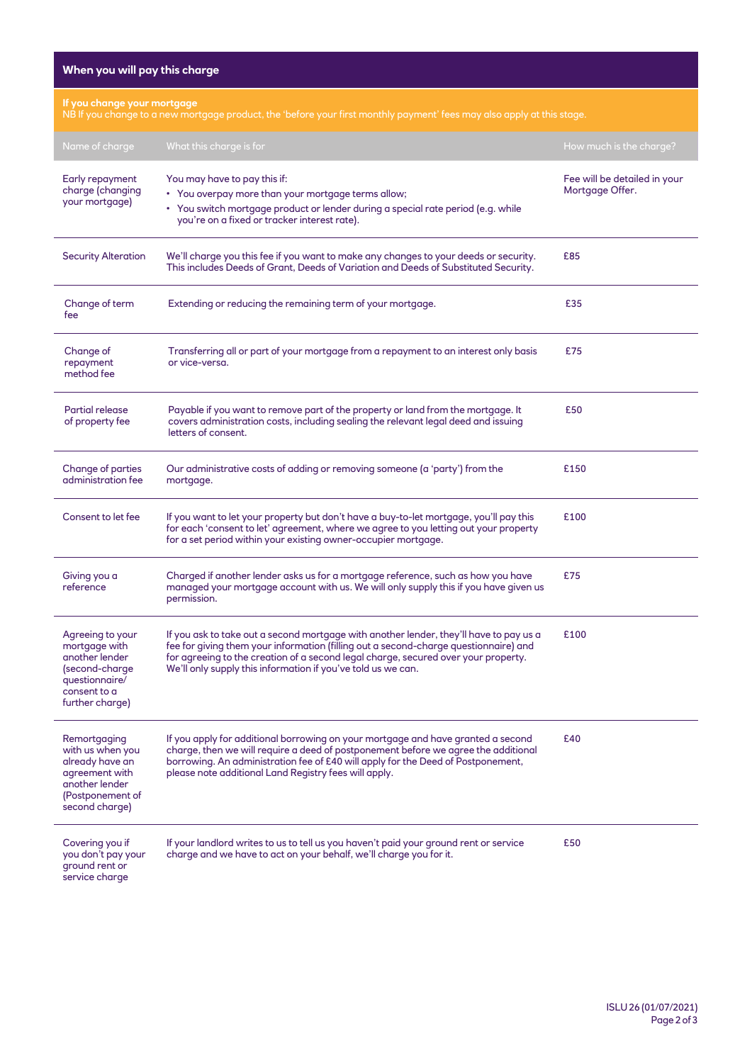## When you will pay this charge

### If you change your mortgage

NB If you change to a new mortgage product, the 'before your first monthly payment' fees may also apply at this stage.

| Name of charge | What this charge is for | How much is the charge? |
|---|---|---|
| Early repayment charge (changing your mortgage) | You may have to pay this if:<br>• You overpay more than your mortgage terms allow;<br>• You switch mortgage product or lender during a special rate period (e.g. while you're on a fixed or tracker interest rate). | Fee will be detailed in your Mortgage Offer. |
| Security Alteration | We'll charge you this fee if you want to make any changes to your deeds or security. This includes Deeds of Grant, Deeds of Variation and Deeds of Substituted Security. | £85 |
| Change of term fee | Extending or reducing the remaining term of your mortgage. | £35 |
| Change of repayment method fee | Transferring all or part of your mortgage from a repayment to an interest only basis or vice-versa. | £75 |
| Partial release of property fee | Payable if you want to remove part of the property or land from the mortgage. It covers administration costs, including sealing the relevant legal deed and issuing letters of consent. | £50 |
| Change of parties administration fee | Our administrative costs of adding or removing someone (a 'party') from the mortgage. | £150 |
| Consent to let fee | If you want to let your property but don't have a buy-to-let mortgage, you'll pay this for each 'consent to let' agreement, where we agree to you letting out your property for a set period within your existing owner-occupier mortgage. | £100 |
| Giving you a reference | Charged if another lender asks us for a mortgage reference, such as how you have managed your mortgage account with us. We will only supply this if you have given us permission. | £75 |
| Agreeing to your mortgage with another lender (second-charge questionnaire/ consent to a further charge) | If you ask to take out a second mortgage with another lender, they'll have to pay us a fee for giving them your information (filling out a second-charge questionnaire) and for agreeing to the creation of a second legal charge, secured over your property. We'll only supply this information if you've told us we can. | £100 |
| Remortgaging with us when you already have an agreement with another lender (Postponement of second charge) | If you apply for additional borrowing on your mortgage and have granted a second charge, then we will require a deed of postponement before we agree the additional borrowing. An administration fee of £40 will apply for the Deed of Postponement, please note additional Land Registry fees will apply. | £40 |
| Covering you if you don't pay your ground rent or service charge | If your landlord writes to us to tell us you haven't paid your ground rent or service charge and we have to act on your behalf, we'll charge you for it. | £50 |

ISLU 26 (01/07/2021)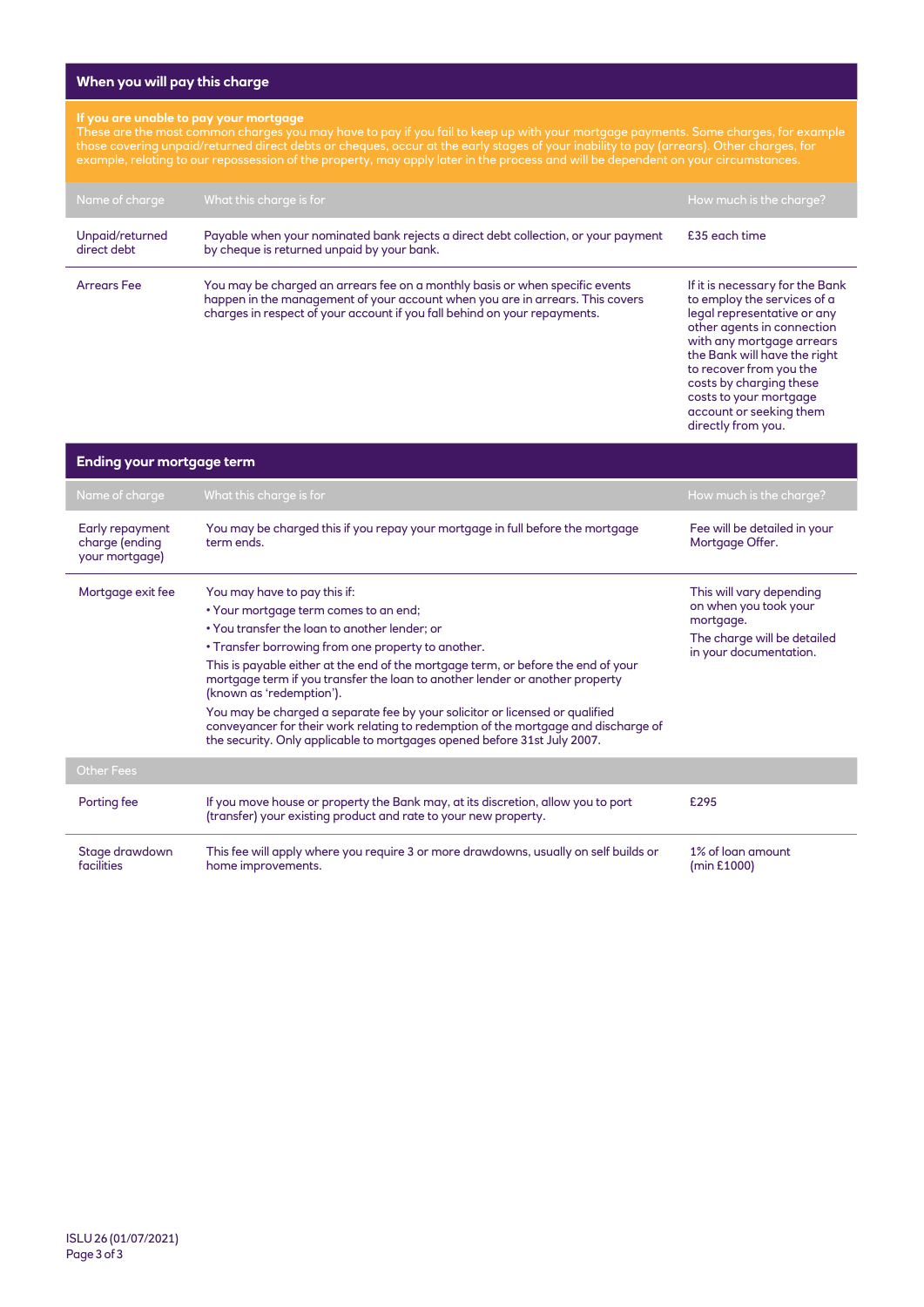## When you will pay this charge

**If you are unable to pay your mortgage**
These are the most common charges you may have to pay if you fail to keep up with your mortgage payments. Some charges, for example those covering unpaid/returned direct debts or cheques, occur at the early stages of your inability to pay (arrears). Other charges, for example, relating to our repossession of the property, may apply later in the process and will be dependent on your circumstances.

| Name of charge | What this charge is for | How much is the charge? |
|---|---|---|
| Unpaid/returned direct debt | Payable when your nominated bank rejects a direct debt collection, or your payment by cheque is returned unpaid by your bank. | £35 each time |
| Arrears Fee | You may be charged an arrears fee on a monthly basis or when specific events happen in the management of your account when you are in arrears. This covers charges in respect of your account if you fall behind on your repayments. | If it is necessary for the Bank to employ the services of a legal representative or any other agents in connection with any mortgage arrears the Bank will have the right to recover from you the costs by charging these costs to your mortgage account or seeking them directly from you. |

## Ending your mortgage term

| Name of charge | What this charge is for | How much is the charge? |
|---|---|---|
| Early repayment charge (ending your mortgage) | You may be charged this if you repay your mortgage in full before the mortgage term ends. | Fee will be detailed in your Mortgage Offer. |
| Mortgage exit fee | You may have to pay this if:<br>• Your mortgage term comes to an end;<br>• You transfer the loan to another lender; or<br>• Transfer borrowing from one property to another.<br>This is payable either at the end of the mortgage term, or before the end of your mortgage term if you transfer the loan to another lender or another property (known as 'redemption').<br>You may be charged a separate fee by your solicitor or licensed or qualified conveyancer for their work relating to redemption of the mortgage and discharge of the security. Only applicable to mortgages opened before 31st July 2007. | This will vary depending on when you took your mortgage.<br>The charge will be detailed in your documentation. |
| **Other Fees** | | |
| Porting fee | If you move house or property the Bank may, at its discretion, allow you to port (transfer) your existing product and rate to your new property. | £295 |
| Stage drawdown facilities | This fee will apply where you require 3 or more drawdowns, usually on self builds or home improvements. | 1% of loan amount (min £1000) |

ISLU 26 (01/07/2021)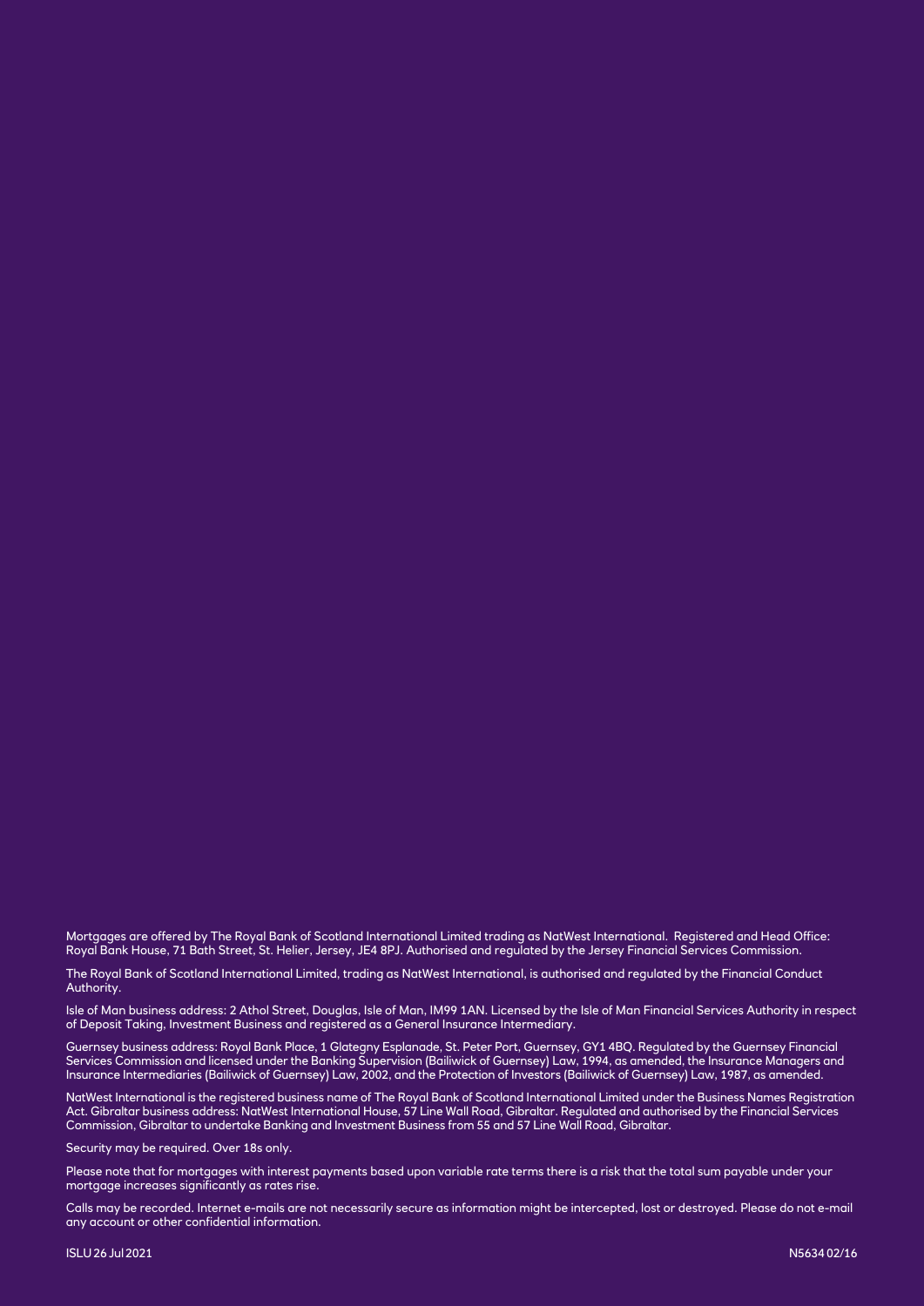Mortgages are offered by The Royal Bank of Scotland International Limited trading as NatWest International. Registered and Head Office: Royal Bank House, 71 Bath Street, St. Helier, Jersey, JE4 8PJ. Authorised and regulated by the Jersey Financial Services Commission.

The Royal Bank of Scotland International Limited, trading as NatWest International, is authorised and regulated by the Financial Conduct Authority.

Isle of Man business address: 2 Athol Street, Douglas, Isle of Man, IM99 1AN. Licensed by the Isle of Man Financial Services Authority in respect of Deposit Taking, Investment Business and registered as a General Insurance Intermediary.

Guernsey business address: Royal Bank Place, 1 Glategny Esplanade, St. Peter Port, Guernsey, GY1 4BQ. Regulated by the Guernsey Financial Services Commission and licensed under the Banking Supervision (Bailiwick of Guernsey) Law, 1994, as amended, the Insurance Managers and Insurance Intermediaries (Bailiwick of Guernsey) Law, 2002, and the Protection of Investors (Bailiwick of Guernsey) Law, 1987, as amended.

NatWest International is the registered business name of The Royal Bank of Scotland International Limited under the Business Names Registration Act. Gibraltar business address: NatWest International House, 57 Line Wall Road, Gibraltar. Regulated and authorised by the Financial Services Commission, Gibraltar to undertake Banking and Investment Business from 55 and 57 Line Wall Road, Gibraltar.

Security may be required. Over 18s only.

Please note that for mortgages with interest payments based upon variable rate terms there is a risk that the total sum payable under your mortgage increases significantly as rates rise.

Calls may be recorded. Internet e-mails are not necessarily secure as information might be intercepted, lost or destroyed. Please do not e-mail any account or other confidential information.

ISLU 26 Jul 2021

N5634 02/16